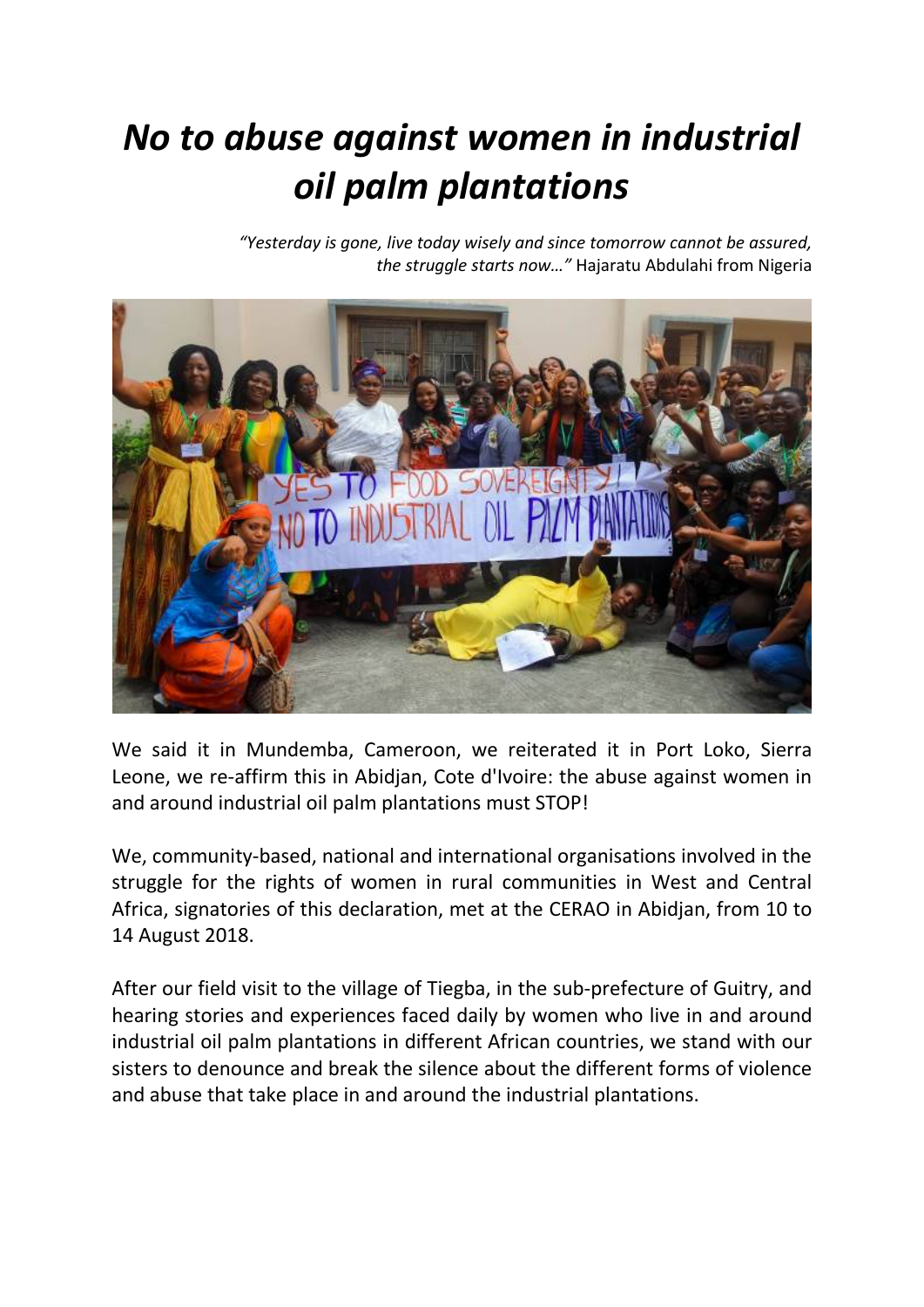# *No to abuse against women in industrial oil palm plantations*

*"Yesterday is gone, live today wisely and since tomorrow cannot be assured, the struggle starts now…"* Hajaratu Abdulahi from Nigeria

We said it in Mundemba, Cameroon, we reiterated it in Port Loko, Sierra Leone, we re-affirm this in Abidjan, Cote d'Ivoire: the abuse against women in and around industrial oil palm plantations must STOP!

We, community-based, national and international organisations involved in the struggle for the rights of women in rural communities in West and Central Africa, signatories of this declaration, met at the CERAO in Abidjan, from 10 to 14 August 2018.

After our field visit to the village of Tiegba, in the sub-prefecture of Guitry, and hearing stories and experiences faced daily by women who live in and around industrial oil palm plantations in different African countries, we stand with our sisters to denounce and break the silence about the different forms of violence and abuse that take place in and around the industrial plantations.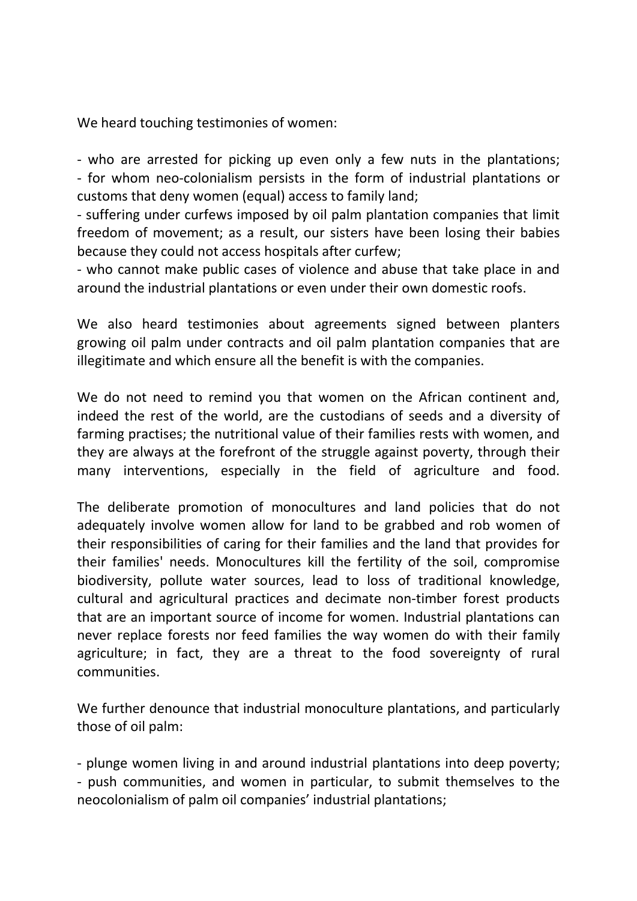We heard touching testimonies of women:

- who are arrested for picking up even only a few nuts in the plantations;
- for whom neo-colonialism persists in the form of industrial plantations or customs that deny women (equal) access to family land;
- suffering under curfews imposed by oil palm plantation companies that limit freedom of movement; as a result, our sisters have been losing their babies because they could not access hospitals after curfew;
- who cannot make public cases of violence and abuse that take place in and around the industrial plantations or even under their own domestic roofs.

We also heard testimonies about agreements signed between planters growing oil palm under contracts and oil palm plantation companies that are illegitimate and which ensure all the benefit is with the companies.

We do not need to remind you that women on the African continent and, indeed the rest of the world, are the custodians of seeds and a diversity of farming practises; the nutritional value of their families rests with women, and they are always at the forefront of the struggle against poverty, through their many interventions, especially in the field of agriculture and food.

The deliberate promotion of monocultures and land policies that do not adequately involve women allow for land to be grabbed and rob women of their responsibilities of caring for their families and the land that provides for their families' needs. Monocultures kill the fertility of the soil, compromise biodiversity, pollute water sources, lead to loss of traditional knowledge, cultural and agricultural practices and decimate non-timber forest products that are an important source of income for women. Industrial plantations can never replace forests nor feed families the way women do with their family agriculture; in fact, they are a threat to the food sovereignty of rural communities.

We further denounce that industrial monoculture plantations, and particularly those of oil palm:

- plunge women living in and around industrial plantations into deep poverty;
- push communities, and women in particular, to submit themselves to the neocolonialism of palm oil companies' industrial plantations;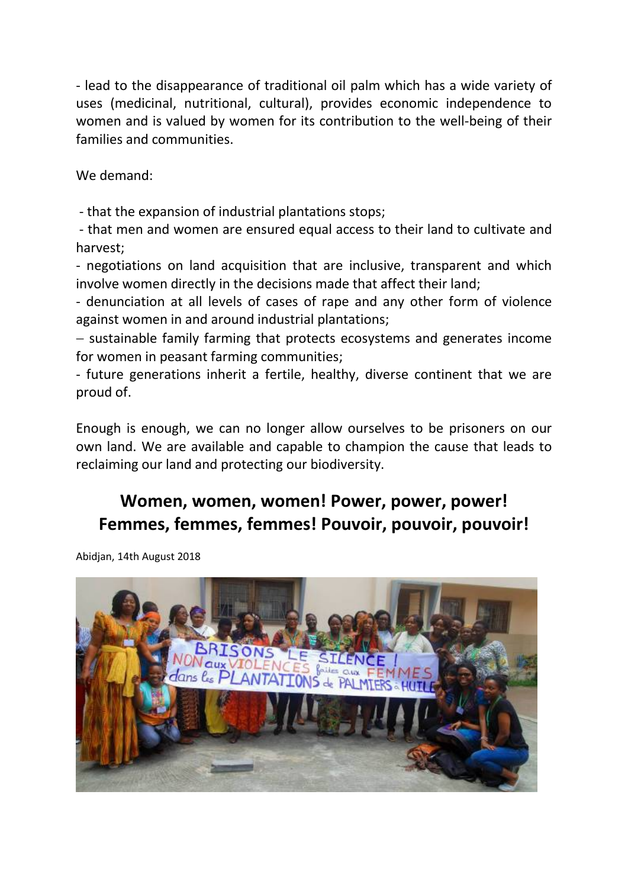- lead to the disappearance of traditional oil palm which has a wide variety of uses (medicinal, nutritional, cultural), provides economic independence to women and is valued by women for its contribution to the well-being of their families and communities.

We demand:

- that the expansion of industrial plantations stops;
- that men and women are ensured equal access to their land to cultivate and harvest;
- negotiations on land acquisition that are inclusive, transparent and which involve women directly in the decisions made that affect their land;
- denunciation at all levels of cases of rape and any other form of violence against women in and around industrial plantations;
- sustainable family farming that protects ecosystems and generates income for women in peasant farming communities;
- future generations inherit a fertile, healthy, diverse continent that we are proud of.

Enough is enough, we can no longer allow ourselves to be prisoners on our own land. We are available and capable to champion the cause that leads to reclaiming our land and protecting our biodiversity.

## Women, women, women! Power, power, power!
## Femmes, femmes, femmes! Pouvoir, pouvoir, pouvoir!

Abidjan, 14th August 2018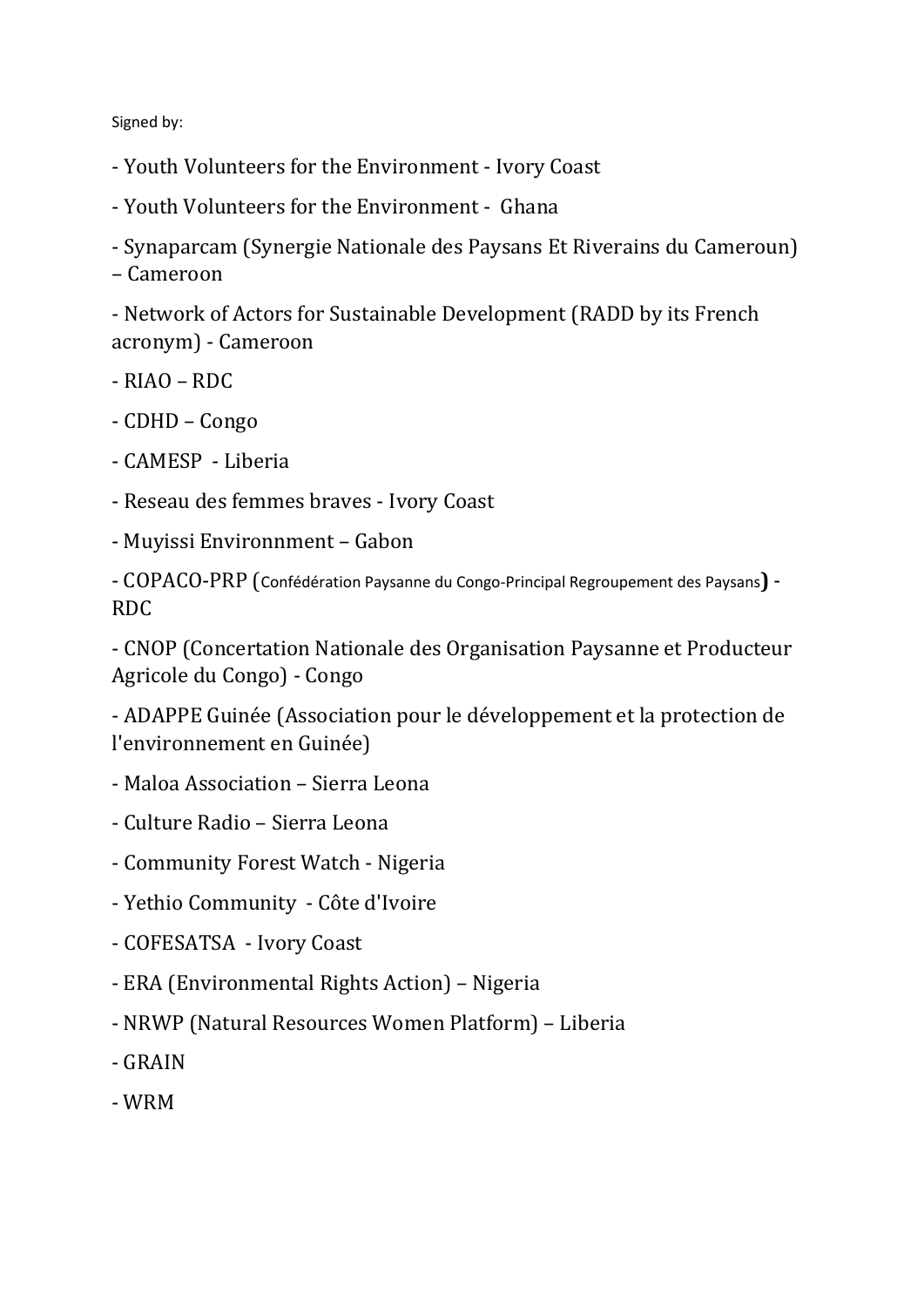Signed by:

- Youth Volunteers for the Environment - Ivory Coast
- Youth Volunteers for the Environment - Ghana
- Synaparcam (Synergie Nationale des Paysans Et Riverains du Cameroun) – Cameroon
- Network of Actors for Sustainable Development (RADD by its French acronym) - Cameroon
- RIAO – RDC
- CDHD – Congo
- CAMESP - Liberia
- Reseau des femmes braves - Ivory Coast
- Muyissi Environnment – Gabon
- COPACO-PRP (Confédération Paysanne du Congo-Principal Regroupement des Paysans) - RDC
- CNOP (Concertation Nationale des Organisation Paysanne et Producteur Agricole du Congo) - Congo
- ADAPPE Guinée (Association pour le développement et la protection de l'environnement en Guinée)
- Maloa Association – Sierra Leona
- Culture Radio – Sierra Leona
- Community Forest Watch - Nigeria
- Yethio Community - Côte d'Ivoire
- COFESATSA - Ivory Coast
- ERA (Environmental Rights Action) – Nigeria
- NRWP (Natural Resources Women Platform) – Liberia
- GRAIN
- WRM